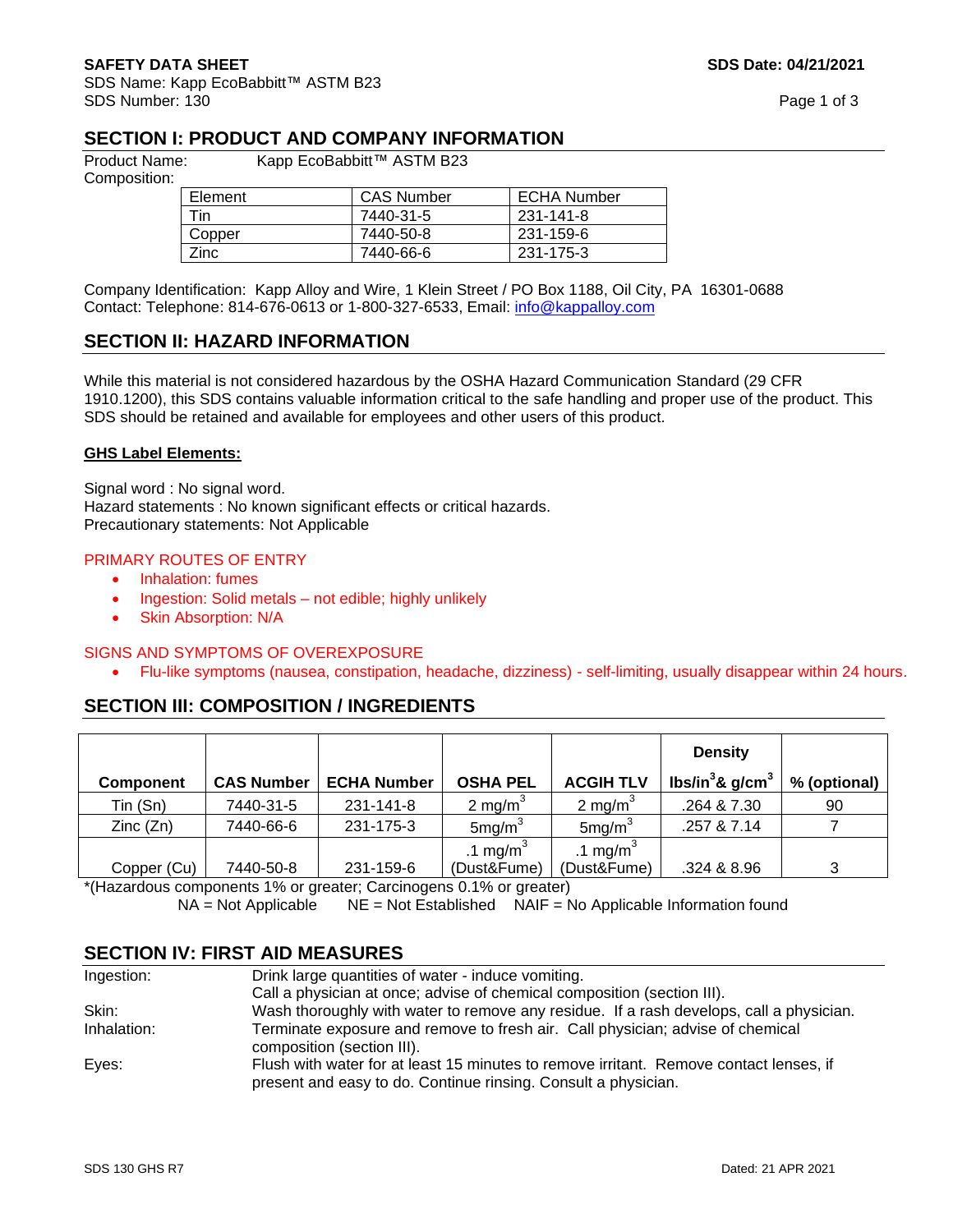**SAFETY DATA SHEET**

SDS Name: Kapp EcoBabbitt™ ASTM B23
SDS Number: 130

**SDS Date: 04/21/2021**

## SECTION I: PRODUCT AND COMPANY INFORMATION

Product Name: Kapp EcoBabbitt™ ASTM B23

Composition:

| Element | CAS Number | ECHA Number |
|---|---|---|
| Tin | 7440-31-5 | 231-141-8 |
| Copper | 7440-50-8 | 231-159-6 |
| Zinc | 7440-66-6 | 231-175-3 |

Company Identification: Kapp Alloy and Wire, 1 Klein Street / PO Box 1188, Oil City, PA 16301-0688
Contact: Telephone: 814-676-0613 or 1-800-327-6533, Email: info@kappalloy.com

## SECTION II: HAZARD INFORMATION

While this material is not considered hazardous by the OSHA Hazard Communication Standard (29 CFR 1910.1200), this SDS contains valuable information critical to the safe handling and proper use of the product. This SDS should be retained and available for employees and other users of this product.

**GHS Label Elements:**

Signal word : No signal word.
Hazard statements : No known significant effects or critical hazards.
Precautionary statements: Not Applicable

PRIMARY ROUTES OF ENTRY

- Inhalation: fumes
- Ingestion: Solid metals – not edible; highly unlikely
- Skin Absorption: N/A

SIGNS AND SYMPTOMS OF OVEREXPOSURE

- Flu-like symptoms (nausea, constipation, headache, dizziness) - self-limiting, usually disappear within 24 hours.

## SECTION III: COMPOSITION / INGREDIENTS

| Component | CAS Number | ECHA Number | OSHA PEL | ACGIH TLV | Density lbs/in$^3$& g/cm$^3$ | % (optional) |
|---|---|---|---|---|---|---|
| Tin (Sn) | 7440-31-5 | 231-141-8 | 2 mg/m$^3$ | 2 mg/m$^3$ | .264 & 7.30 | 90 |
| Zinc (Zn) | 7440-66-6 | 231-175-3 | 5mg/m$^3$ | 5mg/m$^3$ | .257 & 7.14 | 7 |
| Copper (Cu) | 7440-50-8 | 231-159-6 | .1 mg/m$^3$ (Dust&Fume) | .1 mg/m$^3$ (Dust&Fume) | .324 & 8.96 | 3 |

*(Hazardous components 1% or greater; Carcinogens 0.1% or greater)

NA = Not Applicable   NE = Not Established   NAIF = No Applicable Information found

## SECTION IV: FIRST AID MEASURES

| | |
|---|---|
| Ingestion: | Drink large quantities of water - induce vomiting. Call a physician at once; advise of chemical composition (section III). |
| Skin: | Wash thoroughly with water to remove any residue. If a rash develops, call a physician. |
| Inhalation: | Terminate exposure and remove to fresh air. Call physician; advise of chemical composition (section III). |
| Eyes: | Flush with water for at least 15 minutes to remove irritant. Remove contact lenses, if present and easy to do. Continue rinsing. Consult a physician. |

SDS 130 GHS R7   Dated: 21 APR 2021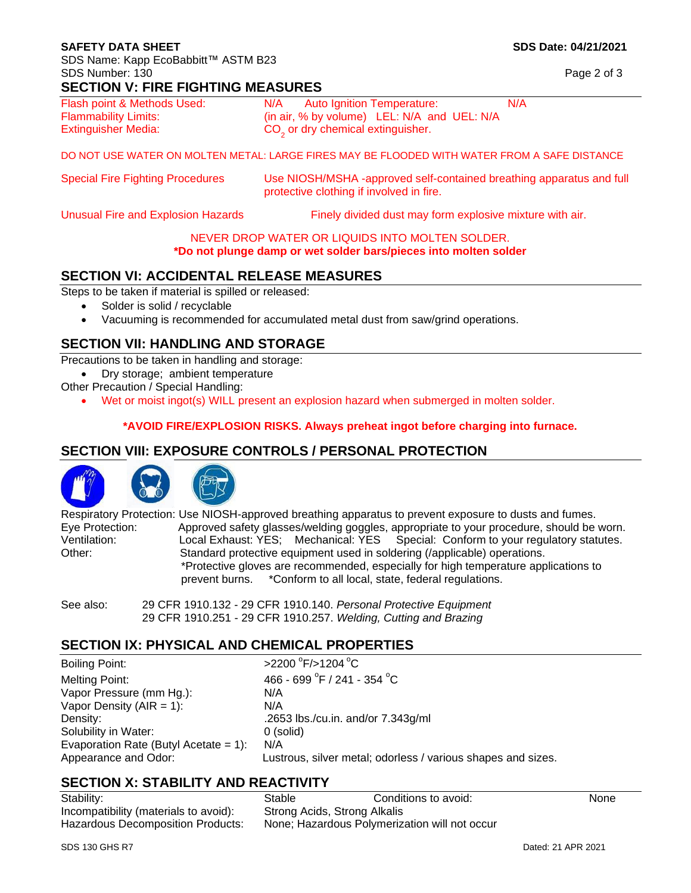## SECTION V: FIRE FIGHTING MEASURES

| | |
|---|---|
| Flash point & Methods Used: | N/A Auto Ignition Temperature: N/A |
| Flammability Limits: | (in air, % by volume) LEL: N/A and UEL: N/A |
| Extinguisher Media: | $CO_2$ or dry chemical extinguisher. |

DO NOT USE WATER ON MOLTEN METAL: LARGE FIRES MAY BE FLOODED WITH WATER FROM A SAFE DISTANCE

| | |
|---|---|
| Special Fire Fighting Procedures | Use NIOSH/MSHA -approved self-contained breathing apparatus and full protective clothing if involved in fire. |
| Unusual Fire and Explosion Hazards | Finely divided dust may form explosive mixture with air. |

NEVER DROP WATER OR LIQUIDS INTO MOLTEN SOLDER.

**\*Do not plunge damp or wet solder bars/pieces into molten solder**

## SECTION VI: ACCIDENTAL RELEASE MEASURES

Steps to be taken if material is spilled or released:

- Solder is solid / recyclable
- Vacuuming is recommended for accumulated metal dust from saw/grind operations.

## SECTION VII: HANDLING AND STORAGE

Precautions to be taken in handling and storage:

- Dry storage; ambient temperature

Other Precaution / Special Handling:

- Wet or moist ingot(s) WILL present an explosion hazard when submerged in molten solder.

**\*AVOID FIRE/EXPLOSION RISKS. Always preheat ingot before charging into furnace.**

## SECTION VIII: EXPOSURE CONTROLS / PERSONAL PROTECTION

| | |
|---|---|
| Respiratory Protection: | Use NIOSH-approved breathing apparatus to prevent exposure to dusts and fumes. |
| Eye Protection: | Approved safety glasses/welding goggles, appropriate to your procedure, should be worn. |
| Ventilation: | Local Exhaust: YES; Mechanical: YES Special: Conform to your regulatory statutes. |
| Other: | Standard protective equipment used in soldering (/applicable) operations. *Protective gloves are recommended, especially for high temperature applications to prevent burns. *Conform to all local, state, federal regulations. |

See also: 29 CFR 1910.132 - 29 CFR 1910.140. *Personal Protective Equipment*
29 CFR 1910.251 - 29 CFR 1910.257. *Welding, Cutting and Brazing*

## SECTION IX: PHYSICAL AND CHEMICAL PROPERTIES

| | |
|---|---|
| Boiling Point: | >2200 °F/>1204 °C |
| Melting Point: | 466 - 699 °F / 241 - 354 °C |
| Vapor Pressure (mm Hg.): | N/A |
| Vapor Density (AIR = 1): | N/A |
| Density: | .2653 lbs./cu.in. and/or 7.343g/ml |
| Solubility in Water: | 0 (solid) |
| Evaporation Rate (Butyl Acetate = 1): | N/A |
| Appearance and Odor: | Lustrous, silver metal; odorless / various shapes and sizes. |

## SECTION X: STABILITY AND REACTIVITY

| | | | |
|---|---|---|---|
| Stability: | Stable | Conditions to avoid: | None |
| Incompatibility (materials to avoid): | Strong Acids, Strong Alkalis | | |
| Hazardous Decomposition Products: | None; Hazardous Polymerization will not occur | | |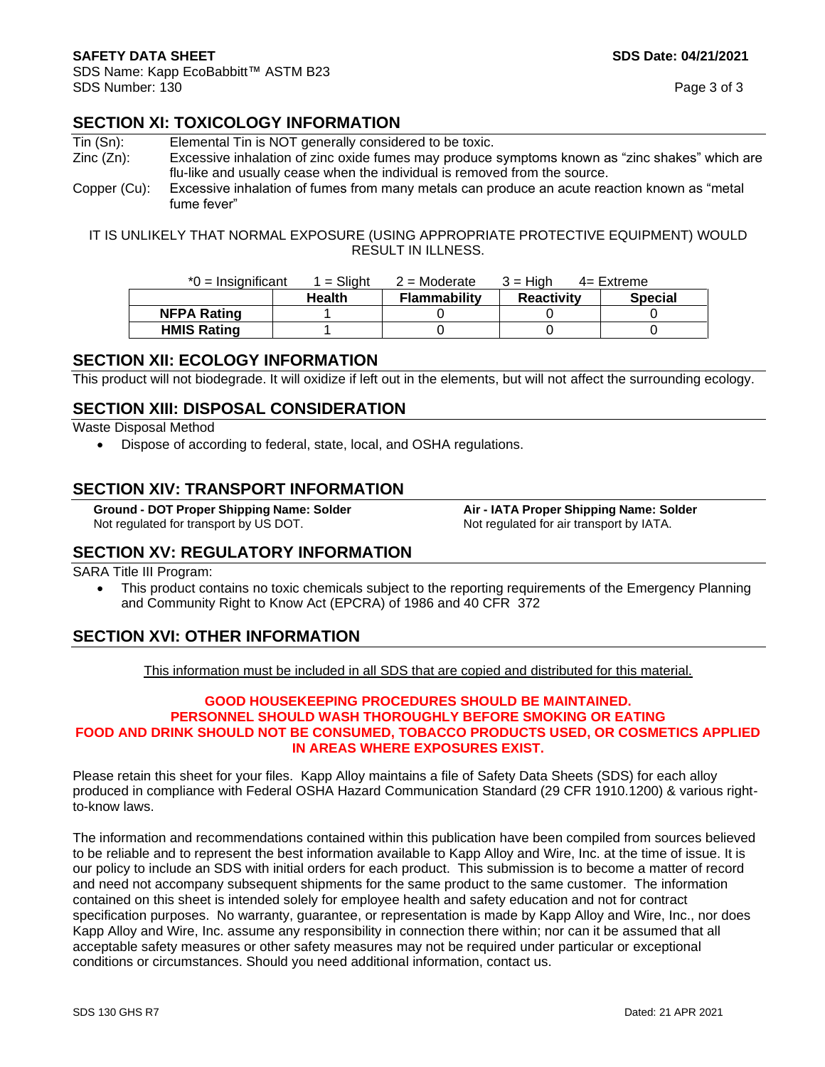## SECTION XI: TOXICOLOGY INFORMATION

Tin (Sn): Elemental Tin is NOT generally considered to be toxic.

Zinc (Zn): Excessive inhalation of zinc oxide fumes may produce symptoms known as "zinc shakes" which are flu-like and usually cease when the individual is removed from the source.

Copper (Cu): Excessive inhalation of fumes from many metals can produce an acute reaction known as "metal fume fever"

IT IS UNLIKELY THAT NORMAL EXPOSURE (USING APPROPRIATE PROTECTIVE EQUIPMENT) WOULD RESULT IN ILLNESS.

*0 = Insignificant 1 = Slight 2 = Moderate 3 = High 4= Extreme

| | Health | Flammability | Reactivity | Special |
|---|---|---|---|---|
| **NFPA Rating** | 1 | 0 | 0 | 0 |
| **HMIS Rating** | 1 | 0 | 0 | 0 |

## SECTION XII: ECOLOGY INFORMATION

This product will not biodegrade. It will oxidize if left out in the elements, but will not affect the surrounding ecology.

## SECTION XIII: DISPOSAL CONSIDERATION

Waste Disposal Method

- Dispose of according to federal, state, local, and OSHA regulations.

## SECTION XIV: TRANSPORT INFORMATION

**Ground - DOT Proper Shipping Name: Solder**
Not regulated for transport by US DOT.

**Air - IATA Proper Shipping Name: Solder**
Not regulated for air transport by IATA.

## SECTION XV: REGULATORY INFORMATION

SARA Title III Program:

- This product contains no toxic chemicals subject to the reporting requirements of the Emergency Planning and Community Right to Know Act (EPCRA) of 1986 and 40 CFR 372

## SECTION XVI: OTHER INFORMATION

This information must be included in all SDS that are copied and distributed for this material.

**GOOD HOUSEKEEPING PROCEDURES SHOULD BE MAINTAINED.**
**PERSONNEL SHOULD WASH THOROUGHLY BEFORE SMOKING OR EATING**
**FOOD AND DRINK SHOULD NOT BE CONSUMED, TOBACCO PRODUCTS USED, OR COSMETICS APPLIED IN AREAS WHERE EXPOSURES EXIST.**

Please retain this sheet for your files. Kapp Alloy maintains a file of Safety Data Sheets (SDS) for each alloy produced in compliance with Federal OSHA Hazard Communication Standard (29 CFR 1910.1200) & various right-to-know laws.

The information and recommendations contained within this publication have been compiled from sources believed to be reliable and to represent the best information available to Kapp Alloy and Wire, Inc. at the time of issue. It is our policy to include an SDS with initial orders for each product. This submission is to become a matter of record and need not accompany subsequent shipments for the same product to the same customer. The information contained on this sheet is intended solely for employee health and safety education and not for contract specification purposes. No warranty, guarantee, or representation is made by Kapp Alloy and Wire, Inc., nor does Kapp Alloy and Wire, Inc. assume any responsibility in connection there within; nor can it be assumed that all acceptable safety measures or other safety measures may not be required under particular or exceptional conditions or circumstances. Should you need additional information, contact us.